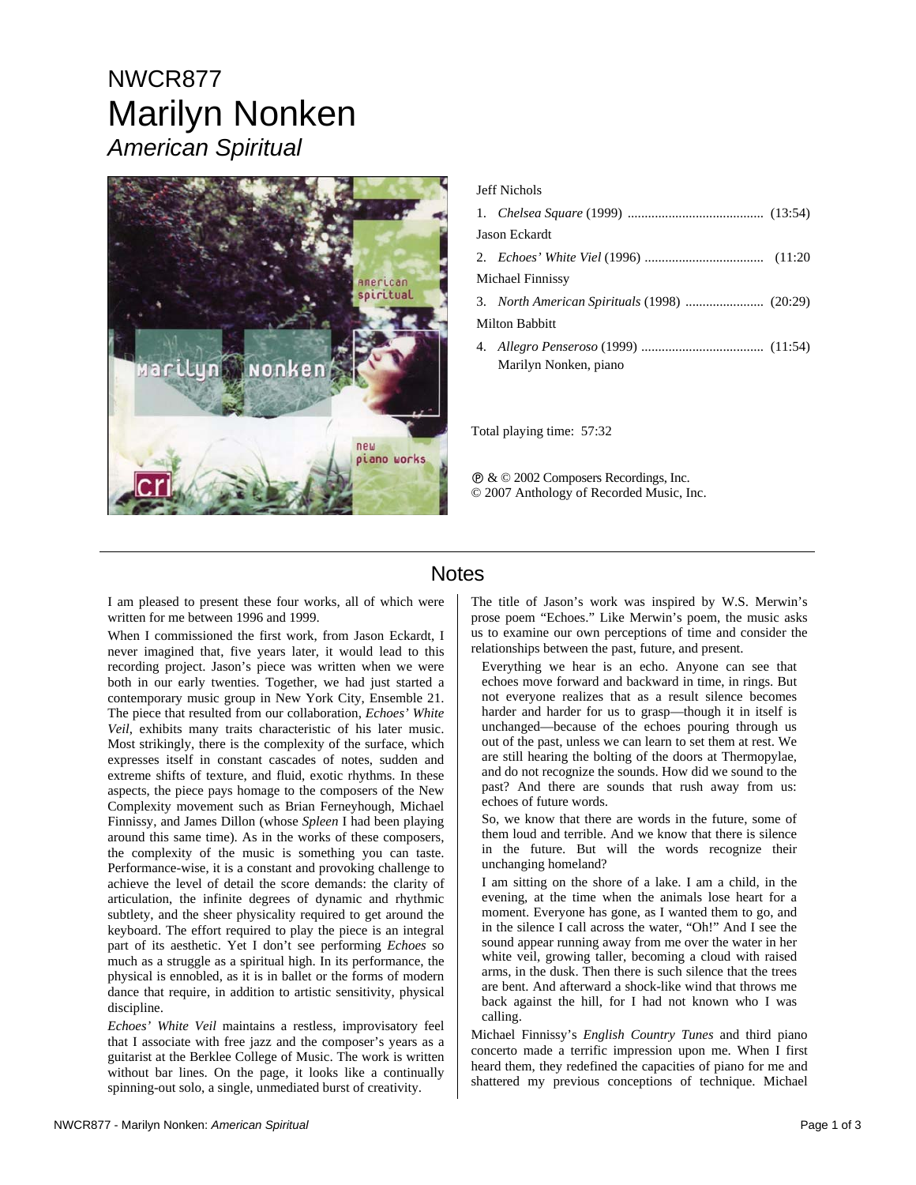# NWCR877
# Marilyn Nonken
## *American Spiritual*

Jeff Nichols

1. *Chelsea Square* (1999) ........................................ (13:54)

Jason Eckardt

2. *Echoes' White Viel* (1996) .................................. (11:20

Michael Finnissy

3. *North American Spirituals* (1998) ....................... (20:29)

Milton Babbitt

4. *Allegro Penseroso* (1999) .................................... (11:54)

Marilyn Nonken, piano

Total playing time: 57:32

℗ & © 2002 Composers Recordings, Inc.
© 2007 Anthology of Recorded Music, Inc.

## Notes

I am pleased to present these four works, all of which were written for me between 1996 and 1999.

When I commissioned the first work, from Jason Eckardt, I never imagined that, five years later, it would lead to this recording project. Jason's piece was written when we were both in our early twenties. Together, we had just started a contemporary music group in New York City, Ensemble 21. The piece that resulted from our collaboration, *Echoes' White Veil*, exhibits many traits characteristic of his later music. Most strikingly, there is the complexity of the surface, which expresses itself in constant cascades of notes, sudden and extreme shifts of texture, and fluid, exotic rhythms. In these aspects, the piece pays homage to the composers of the New Complexity movement such as Brian Ferneyhough, Michael Finnissy, and James Dillon (whose *Spleen* I had been playing around this same time). As in the works of these composers, the complexity of the music is something you can taste. Performance-wise, it is a constant and provoking challenge to achieve the level of detail the score demands: the clarity of articulation, the infinite degrees of dynamic and rhythmic subtlety, and the sheer physicality required to get around the keyboard. The effort required to play the piece is an integral part of its aesthetic. Yet I don't see performing *Echoes* so much as a struggle as a spiritual high. In its performance, the physical is ennobled, as it is in ballet or the forms of modern dance that require, in addition to artistic sensitivity, physical discipline.

*Echoes' White Veil* maintains a restless, improvisatory feel that I associate with free jazz and the composer's years as a guitarist at the Berklee College of Music. The work is written without bar lines. On the page, it looks like a continually spinning-out solo, a single, unmediated burst of creativity.

The title of Jason's work was inspired by W.S. Merwin's prose poem "Echoes." Like Merwin's poem, the music asks us to examine our own perceptions of time and consider the relationships between the past, future, and present.

> Everything we hear is an echo. Anyone can see that echoes move forward and backward in time, in rings. But not everyone realizes that as a result silence becomes harder and harder for us to grasp—though it in itself is unchanged—because of the echoes pouring through us out of the past, unless we can learn to set them at rest. We are still hearing the bolting of the doors at Thermopylae, and do not recognize the sounds. How did we sound to the past? And there are sounds that rush away from us: echoes of future words.
>
> So, we know that there are words in the future, some of them loud and terrible. And we know that there is silence in the future. But will the words recognize their unchanging homeland?
>
> I am sitting on the shore of a lake. I am a child, in the evening, at the time when the animals lose heart for a moment. Everyone has gone, as I wanted them to go, and in the silence I call across the water, "Oh!" And I see the sound appear running away from me over the water in her white veil, growing taller, becoming a cloud with raised arms, in the dusk. Then there is such silence that the trees are bent. And afterward a shock-like wind that throws me back against the hill, for I had not known who I was calling.

Michael Finnissy's *English Country Tunes* and third piano concerto made a terrific impression upon me. When I first heard them, they redefined the capacities of piano for me and shattered my previous conceptions of technique. Michael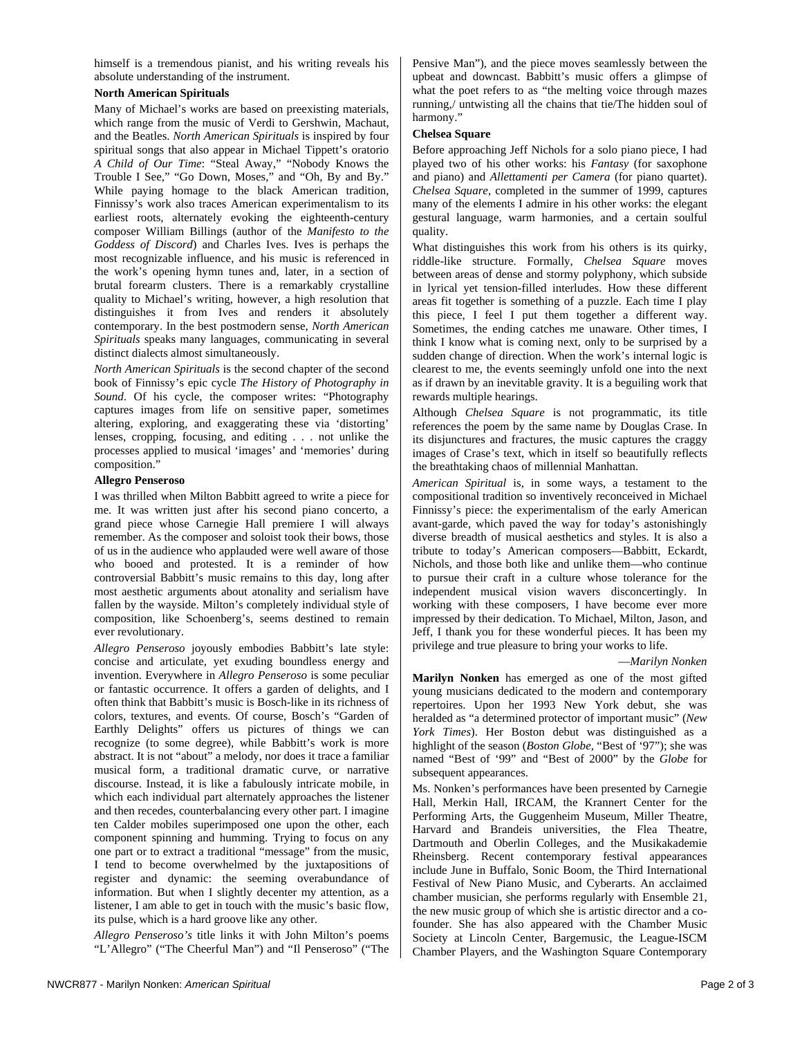himself is a tremendous pianist, and his writing reveals his absolute understanding of the instrument.

**North American Spirituals**

Many of Michael's works are based on preexisting materials, which range from the music of Verdi to Gershwin, Machaut, and the Beatles. *North American Spirituals* is inspired by four spiritual songs that also appear in Michael Tippett's oratorio *A Child of Our Time*: "Steal Away," "Nobody Knows the Trouble I See," "Go Down, Moses," and "Oh, By and By." While paying homage to the black American tradition, Finnissy's work also traces American experimentalism to its earliest roots, alternately evoking the eighteenth-century composer William Billings (author of the *Manifesto to the Goddess of Discord*) and Charles Ives. Ives is perhaps the most recognizable influence, and his music is referenced in the work's opening hymn tunes and, later, in a section of brutal forearm clusters. There is a remarkably crystalline quality to Michael's writing, however, a high resolution that distinguishes it from Ives and renders it absolutely contemporary. In the best postmodern sense, *North American Spirituals* speaks many languages, communicating in several distinct dialects almost simultaneously.

*North American Spirituals* is the second chapter of the second book of Finnissy's epic cycle *The History of Photography in Sound*. Of his cycle, the composer writes: "Photography captures images from life on sensitive paper, sometimes altering, exploring, and exaggerating these via 'distorting' lenses, cropping, focusing, and editing . . . not unlike the processes applied to musical 'images' and 'memories' during composition."

**Allegro Penseroso**

I was thrilled when Milton Babbitt agreed to write a piece for me. It was written just after his second piano concerto, a grand piece whose Carnegie Hall premiere I will always remember. As the composer and soloist took their bows, those of us in the audience who applauded were well aware of those who booed and protested. It is a reminder of how controversial Babbitt's music remains to this day, long after most aesthetic arguments about atonality and serialism have fallen by the wayside. Milton's completely individual style of composition, like Schoenberg's, seems destined to remain ever revolutionary.

*Allegro Penseroso* joyously embodies Babbitt's late style: concise and articulate, yet exuding boundless energy and invention. Everywhere in *Allegro Penseroso* is some peculiar or fantastic occurrence. It offers a garden of delights, and I often think that Babbitt's music is Bosch-like in its richness of colors, textures, and events. Of course, Bosch's "Garden of Earthly Delights" offers us pictures of things we can recognize (to some degree), while Babbitt's work is more abstract. It is not "about" a melody, nor does it trace a familiar musical form, a traditional dramatic curve, or narrative discourse. Instead, it is like a fabulously intricate mobile, in which each individual part alternately approaches the listener and then recedes, counterbalancing every other part. I imagine ten Calder mobiles superimposed one upon the other, each component spinning and humming. Trying to focus on any one part or to extract a traditional "message" from the music, I tend to become overwhelmed by the juxtapositions of register and dynamic: the seeming overabundance of information. But when I slightly decenter my attention, as a listener, I am able to get in touch with the music's basic flow, its pulse, which is a hard groove like any other.

*Allegro Penseroso's* title links it with John Milton's poems "L'Allegro" ("The Cheerful Man") and "Il Penseroso" ("The Pensive Man"), and the piece moves seamlessly between the upbeat and downcast. Babbitt's music offers a glimpse of what the poet refers to as "the melting voice through mazes running,/ untwisting all the chains that tie/The hidden soul of harmony."

**Chelsea Square**

Before approaching Jeff Nichols for a solo piano piece, I had played two of his other works: his *Fantasy* (for saxophone and piano) and *Allettamenti per Camera* (for piano quartet). *Chelsea Square*, completed in the summer of 1999, captures many of the elements I admire in his other works: the elegant gestural language, warm harmonies, and a certain soulful quality.

What distinguishes this work from his others is its quirky, riddle-like structure. Formally, *Chelsea Square* moves between areas of dense and stormy polyphony, which subside in lyrical yet tension-filled interludes. How these different areas fit together is something of a puzzle. Each time I play this piece, I feel I put them together a different way. Sometimes, the ending catches me unaware. Other times, I think I know what is coming next, only to be surprised by a sudden change of direction. When the work's internal logic is clearest to me, the events seemingly unfold one into the next as if drawn by an inevitable gravity. It is a beguiling work that rewards multiple hearings.

Although *Chelsea Square* is not programmatic, its title references the poem by the same name by Douglas Crase. In its disjunctures and fractures, the music captures the craggy images of Crase's text, which in itself so beautifully reflects the breathtaking chaos of millennial Manhattan.

*American Spiritual* is, in some ways, a testament to the compositional tradition so inventively reconceived in Michael Finnissy's piece: the experimentalism of the early American avant-garde, which paved the way for today's astonishingly diverse breadth of musical aesthetics and styles. It is also a tribute to today's American composers—Babbitt, Eckardt, Nichols, and those both like and unlike them—who continue to pursue their craft in a culture whose tolerance for the independent musical vision wavers disconcertingly. In working with these composers, I have become ever more impressed by their dedication. To Michael, Milton, Jason, and Jeff, I thank you for these wonderful pieces. It has been my privilege and true pleasure to bring your works to life.

—*Marilyn Nonken*

**Marilyn Nonken** has emerged as one of the most gifted young musicians dedicated to the modern and contemporary repertoires. Upon her 1993 New York debut, she was heralded as "a determined protector of important music" (*New York Times*). Her Boston debut was distinguished as a highlight of the season (*Boston Globe*, "Best of '97"); she was named "Best of '99" and "Best of 2000" by the *Globe* for subsequent appearances.

Ms. Nonken's performances have been presented by Carnegie Hall, Merkin Hall, IRCAM, the Krannert Center for the Performing Arts, the Guggenheim Museum, Miller Theatre, Harvard and Brandeis universities, the Flea Theatre, Dartmouth and Oberlin Colleges, and the Musikakademie Rheinsberg. Recent contemporary festival appearances include June in Buffalo, Sonic Boom, the Third International Festival of New Piano Music, and Cyberarts. An acclaimed chamber musician, she performs regularly with Ensemble 21, the new music group of which she is artistic director and a co-founder. She has also appeared with the Chamber Music Society at Lincoln Center, Bargemusic, the League-ISCM Chamber Players, and the Washington Square Contemporary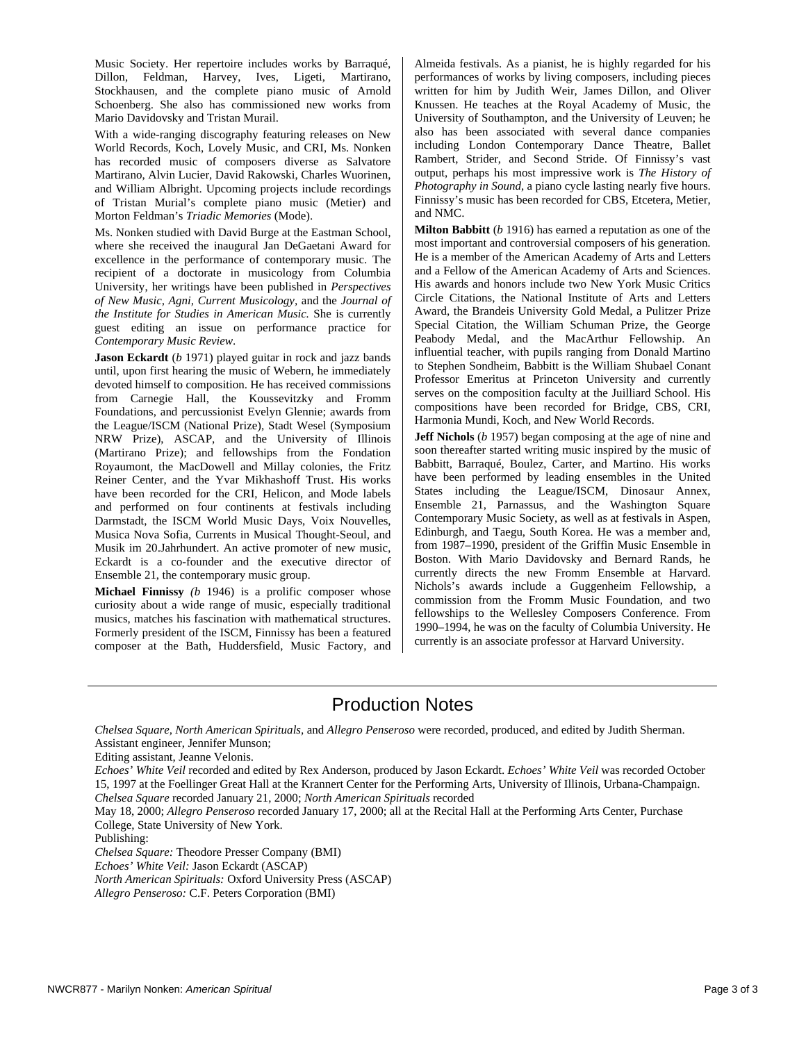Music Society. Her repertoire includes works by Barraqué, Dillon, Feldman, Harvey, Ives, Ligeti, Martirano, Stockhausen, and the complete piano music of Arnold Schoenberg. She also has commissioned new works from Mario Davidovsky and Tristan Murail.

With a wide-ranging discography featuring releases on New World Records, Koch, Lovely Music, and CRI, Ms. Nonken has recorded music of composers diverse as Salvatore Martirano, Alvin Lucier, David Rakowski, Charles Wuorinen, and William Albright. Upcoming projects include recordings of Tristan Murial's complete piano music (Metier) and Morton Feldman's *Triadic Memories* (Mode).

Ms. Nonken studied with David Burge at the Eastman School, where she received the inaugural Jan DeGaetani Award for excellence in the performance of contemporary music. The recipient of a doctorate in musicology from Columbia University, her writings have been published in *Perspectives of New Music, Agni, Current Musicology,* and the *Journal of the Institute for Studies in American Music.* She is currently guest editing an issue on performance practice for *Contemporary Music Review*.

**Jason Eckardt** (*b* 1971) played guitar in rock and jazz bands until, upon first hearing the music of Webern, he immediately devoted himself to composition. He has received commissions from Carnegie Hall, the Koussevitzky and Fromm Foundations, and percussionist Evelyn Glennie; awards from the League/ISCM (National Prize), Stadt Wesel (Symposium NRW Prize), ASCAP, and the University of Illinois (Martirano Prize); and fellowships from the Fondation Royaumont, the MacDowell and Millay colonies, the Fritz Reiner Center, and the Yvar Mikhashoff Trust. His works have been recorded for the CRI, Helicon, and Mode labels and performed on four continents at festivals including Darmstadt, the ISCM World Music Days, Voix Nouvelles, Musica Nova Sofia, Currents in Musical Thought-Seoul, and Musik im 20.Jahrhundert. An active promoter of new music, Eckardt is a co-founder and the executive director of Ensemble 21, the contemporary music group.

**Michael Finnissy** *(b* 1946) is a prolific composer whose curiosity about a wide range of music, especially traditional musics, matches his fascination with mathematical structures. Formerly president of the ISCM, Finnissy has been a featured composer at the Bath, Huddersfield, Music Factory, and Almeida festivals. As a pianist, he is highly regarded for his performances of works by living composers, including pieces written for him by Judith Weir, James Dillon, and Oliver Knussen. He teaches at the Royal Academy of Music, the University of Southampton, and the University of Leuven; he also has been associated with several dance companies including London Contemporary Dance Theatre, Ballet Rambert, Strider, and Second Stride. Of Finnissy's vast output, perhaps his most impressive work is *The History of Photography in Sound*, a piano cycle lasting nearly five hours. Finnissy's music has been recorded for CBS, Etcetera, Metier, and NMC.

**Milton Babbitt** (*b* 1916) has earned a reputation as one of the most important and controversial composers of his generation. He is a member of the American Academy of Arts and Letters and a Fellow of the American Academy of Arts and Sciences. His awards and honors include two New York Music Critics Circle Citations, the National Institute of Arts and Letters Award, the Brandeis University Gold Medal, a Pulitzer Prize Special Citation, the William Schuman Prize, the George Peabody Medal, and the MacArthur Fellowship. An influential teacher, with pupils ranging from Donald Martino to Stephen Sondheim, Babbitt is the William Shubael Conant Professor Emeritus at Princeton University and currently serves on the composition faculty at the Juilliard School. His compositions have been recorded for Bridge, CBS, CRI, Harmonia Mundi, Koch, and New World Records.

**Jeff Nichols** (*b* 1957) began composing at the age of nine and soon thereafter started writing music inspired by the music of Babbitt, Barraqué, Boulez, Carter, and Martino. His works have been performed by leading ensembles in the United States including the League/ISCM, Dinosaur Annex, Ensemble 21, Parnassus, and the Washington Square Contemporary Music Society, as well as at festivals in Aspen, Edinburgh, and Taegu, South Korea. He was a member and, from 1987–1990, president of the Griffin Music Ensemble in Boston. With Mario Davidovsky and Bernard Rands, he currently directs the new Fromm Ensemble at Harvard. Nichols's awards include a Guggenheim Fellowship, a commission from the Fromm Music Foundation, and two fellowships to the Wellesley Composers Conference. From 1990–1994, he was on the faculty of Columbia University. He currently is an associate professor at Harvard University.

## Production Notes

*Chelsea Square, North American Spirituals*, and *Allegro Penseroso* were recorded, produced, and edited by Judith Sherman. Assistant engineer, Jennifer Munson;

Editing assistant, Jeanne Velonis.

*Echoes' White Veil* recorded and edited by Rex Anderson, produced by Jason Eckardt. *Echoes' White Veil* was recorded October 15, 1997 at the Foellinger Great Hall at the Krannert Center for the Performing Arts, University of Illinois, Urbana-Champaign.

*Chelsea Square* recorded January 21, 2000; *North American Spirituals* recorded May 18, 2000; *Allegro Penseroso* recorded January 17, 2000; all at the Recital Hall at the Performing Arts Center, Purchase College, State University of New York.

Publishing:

*Chelsea Square:* Theodore Presser Company (BMI)

*Echoes' White Veil:* Jason Eckardt (ASCAP)

*North American Spirituals:* Oxford University Press (ASCAP)

*Allegro Penseroso:* C.F. Peters Corporation (BMI)